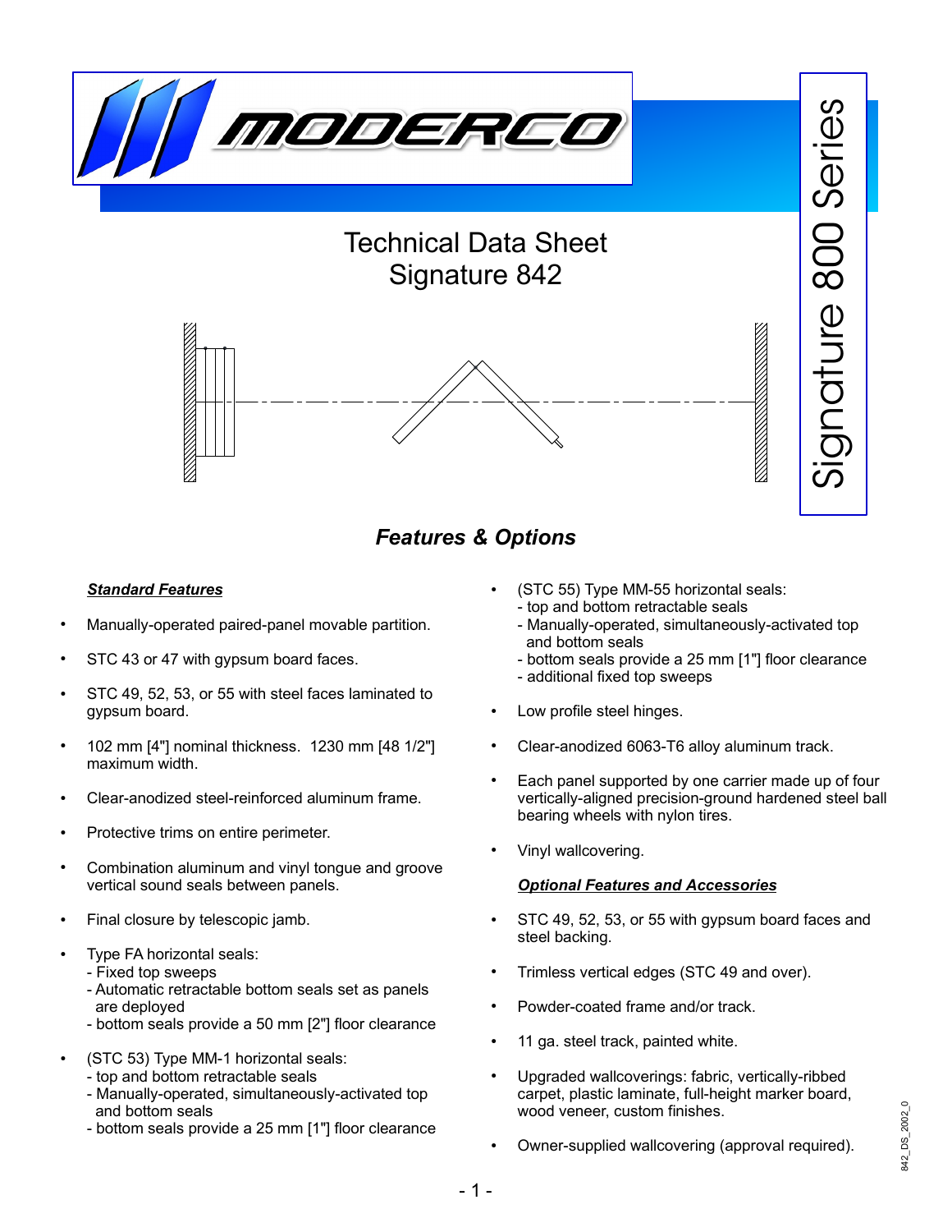# Technical Data Sheet
# Signature 842

Signature 800 Series

## Features & Options

### Standard Features

- Manually-operated paired-panel movable partition.
- STC 43 or 47 with gypsum board faces.
- STC 49, 52, 53, or 55 with steel faces laminated to gypsum board.
- 102 mm [4"] nominal thickness. 1230 mm [48 1/2"] maximum width.
- Clear-anodized steel-reinforced aluminum frame.
- Protective trims on entire perimeter.
- Combination aluminum and vinyl tongue and groove vertical sound seals between panels.
- Final closure by telescopic jamb.
- Type FA horizontal seals:
  - Fixed top sweeps
  - Automatic retractable bottom seals set as panels are deployed
  - bottom seals provide a 50 mm [2"] floor clearance
- (STC 53) Type MM-1 horizontal seals:
  - top and bottom retractable seals
  - Manually-operated, simultaneously-activated top and bottom seals
  - bottom seals provide a 25 mm [1"] floor clearance
- (STC 55) Type MM-55 horizontal seals:
  - top and bottom retractable seals
  - Manually-operated, simultaneously-activated top and bottom seals
  - bottom seals provide a 25 mm [1"] floor clearance
  - additional fixed top sweeps
- Low profile steel hinges.
- Clear-anodized 6063-T6 alloy aluminum track.
- Each panel supported by one carrier made up of four vertically-aligned precision-ground hardened steel ball bearing wheels with nylon tires.
- Vinyl wallcovering.

### Optional Features and Accessories

- STC 49, 52, 53, or 55 with gypsum board faces and steel backing.
- Trimless vertical edges (STC 49 and over).
- Powder-coated frame and/or track.
- 11 ga. steel track, painted white.
- Upgraded wallcoverings: fabric, vertically-ribbed carpet, plastic laminate, full-height marker board, wood veneer, custom finishes.
- Owner-supplied wallcovering (approval required).

842_DS_2002_0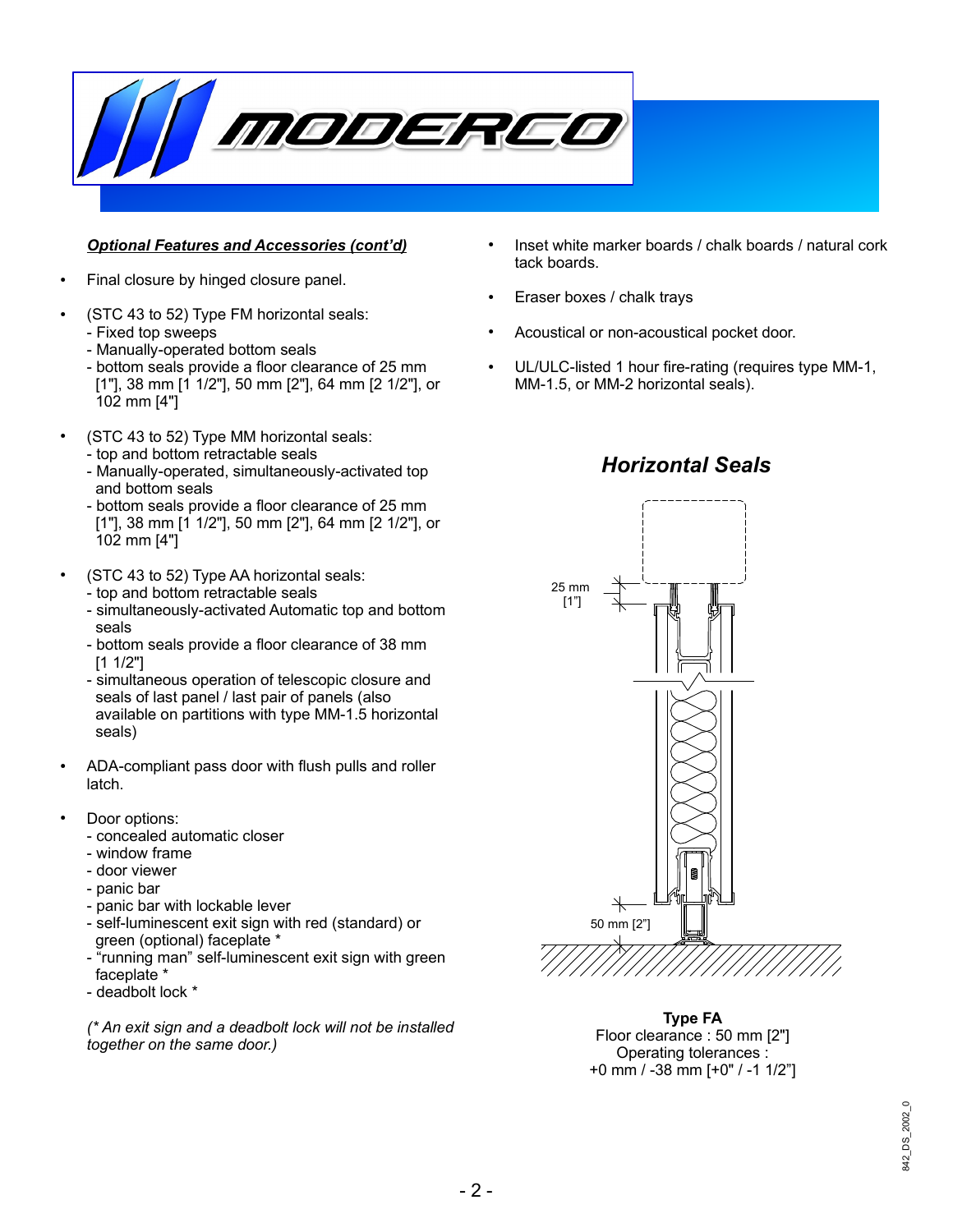***Optional Features and Accessories (cont'd)***

- Final closure by hinged closure panel.

- (STC 43 to 52) Type FM horizontal seals:
  - Fixed top sweeps
  - Manually-operated bottom seals
  - bottom seals provide a floor clearance of 25 mm [1"], 38 mm [1 1/2"], 50 mm [2"], 64 mm [2 1/2"], or 102 mm [4"]

- (STC 43 to 52) Type MM horizontal seals:
  - top and bottom retractable seals
  - Manually-operated, simultaneously-activated top and bottom seals
  - bottom seals provide a floor clearance of 25 mm [1"], 38 mm [1 1/2"], 50 mm [2"], 64 mm [2 1/2"], or 102 mm [4"]

- (STC 43 to 52) Type AA horizontal seals:
  - top and bottom retractable seals
  - simultaneously-activated Automatic top and bottom seals
  - bottom seals provide a floor clearance of 38 mm [1 1/2"]
  - simultaneous operation of telescopic closure and seals of last panel / last pair of panels (also available on partitions with type MM-1.5 horizontal seals)

- ADA-compliant pass door with flush pulls and roller latch.

- Door options:
  - concealed automatic closer
  - window frame
  - door viewer
  - panic bar
  - panic bar with lockable lever
  - self-luminescent exit sign with red (standard) or green (optional) faceplate *
  - "running man" self-luminescent exit sign with green faceplate *
  - deadbolt lock *

*(* An exit sign and a deadbolt lock will not be installed together on the same door.)*

- Inset white marker boards / chalk boards / natural cork tack boards.

- Eraser boxes / chalk trays

- Acoustical or non-acoustical pocket door.

- UL/ULC-listed 1 hour fire-rating (requires type MM-1, MM-1.5, or MM-2 horizontal seals).

## *Horizontal Seals*

25 mm [1"]

50 mm [2"]

**Type FA**
Floor clearance : 50 mm [2"]
Operating tolerances :
+0 mm / -38 mm [+0" / -1 1/2"]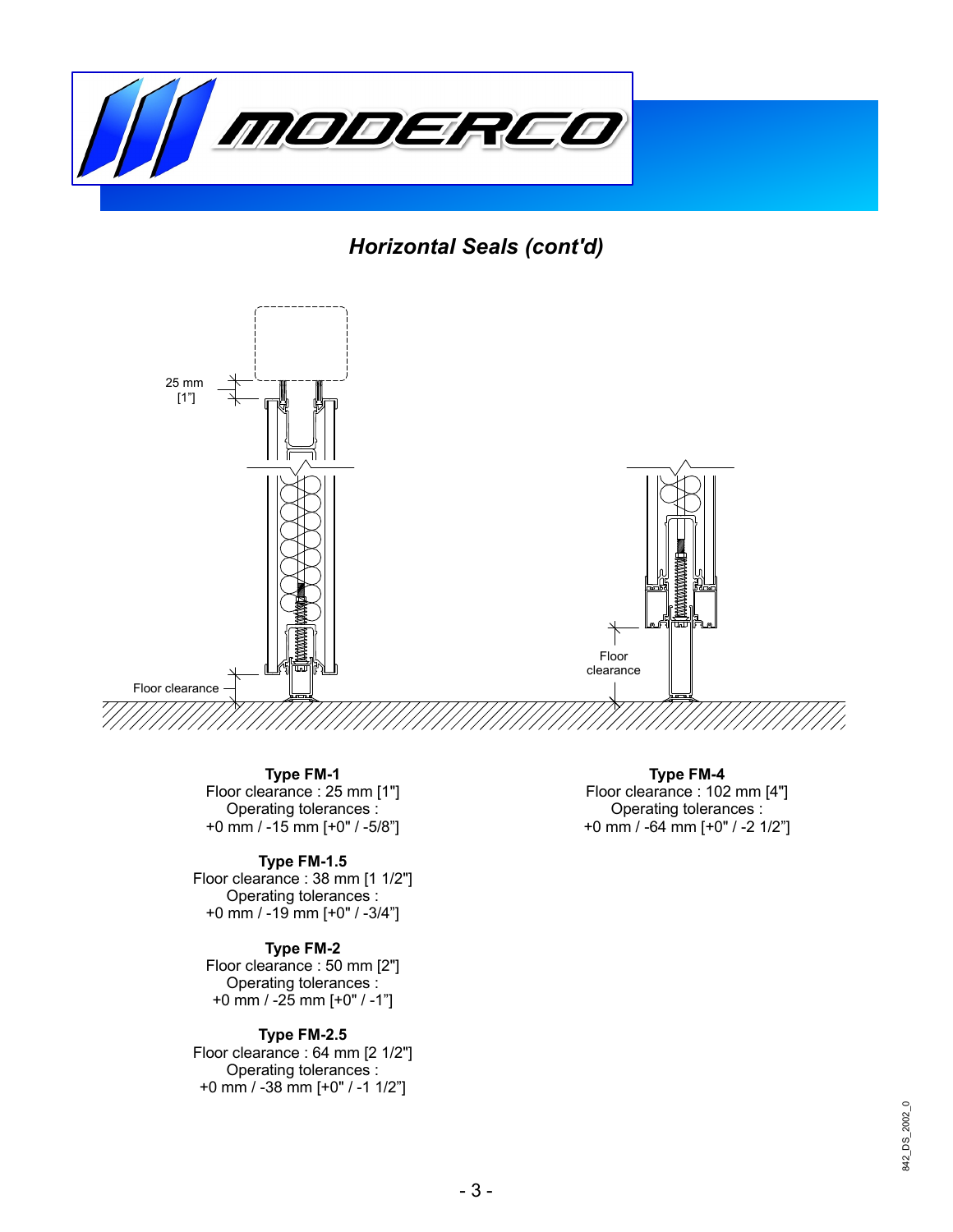## *Horizontal Seals (cont'd)*

25 mm
[1"]

Floor clearance

Floor clearance

**Type FM-1**
Floor clearance : 25 mm [1"]
Operating tolerances :
+0 mm / -15 mm [+0" / -5/8"]

**Type FM-1.5**
Floor clearance : 38 mm [1 1/2"]
Operating tolerances :
+0 mm / -19 mm [+0" / -3/4"]

**Type FM-2**
Floor clearance : 50 mm [2"]
Operating tolerances :
+0 mm / -25 mm [+0" / -1"]

**Type FM-2.5**
Floor clearance : 64 mm [2 1/2"]
Operating tolerances :
+0 mm / -38 mm [+0" / -1 1/2"]

**Type FM-4**
Floor clearance : 102 mm [4"]
Operating tolerances :
+0 mm / -64 mm [+0" / -2 1/2"]

842_DS_2002_0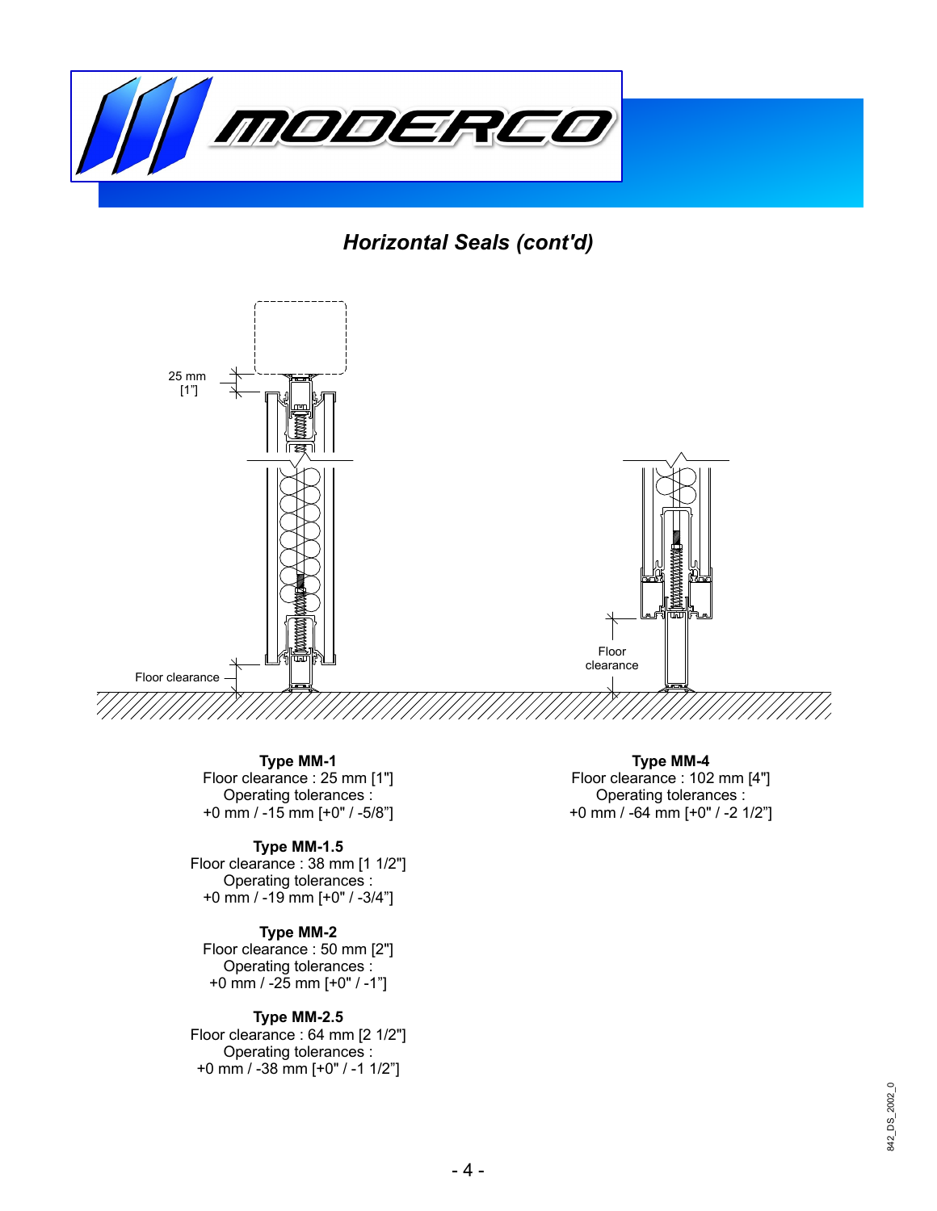## *Horizontal Seals (cont'd)*

25 mm
[1"]

Floor clearance

Floor
clearance

**Type MM-1**
Floor clearance : 25 mm [1"]
Operating tolerances :
+0 mm / -15 mm [+0" / -5/8"]

**Type MM-1.5**
Floor clearance : 38 mm [1 1/2"]
Operating tolerances :
+0 mm / -19 mm [+0" / -3/4"]

**Type MM-2**
Floor clearance : 50 mm [2"]
Operating tolerances :
+0 mm / -25 mm [+0" / -1"]

**Type MM-2.5**
Floor clearance : 64 mm [2 1/2"]
Operating tolerances :
+0 mm / -38 mm [+0" / -1 1/2"]

**Type MM-4**
Floor clearance : 102 mm [4"]
Operating tolerances :
+0 mm / -64 mm [+0" / -2 1/2"]

842_DS_2002_0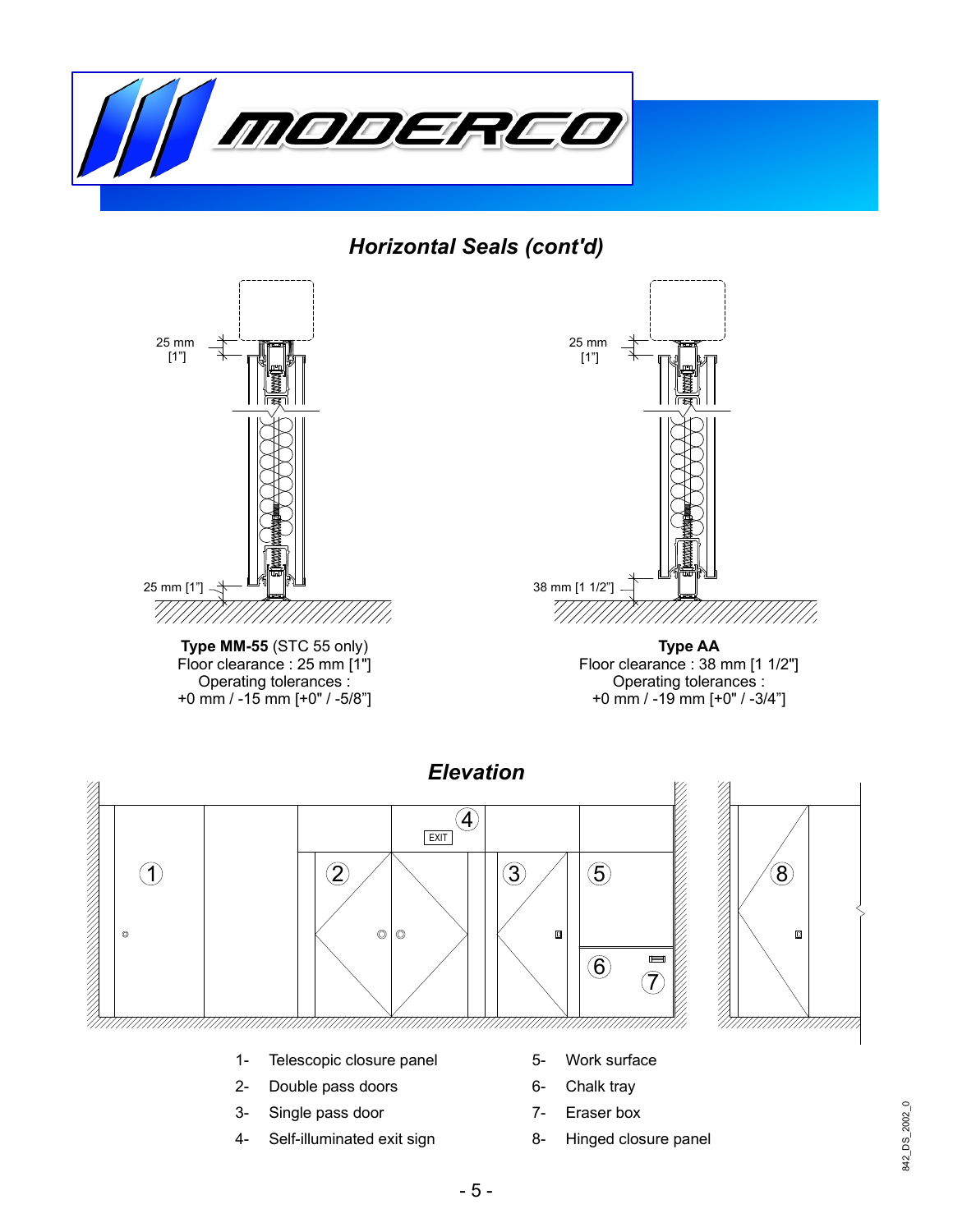## *Horizontal Seals (cont'd)*

**Type MM-55** (STC 55 only)
Floor clearance : 25 mm [1"]
Operating tolerances :
+0 mm / -15 mm [+0" / -5/8"]

**Type AA**
Floor clearance : 38 mm [1 1/2"]
Operating tolerances :
+0 mm / -19 mm [+0" / -3/4"]

## *Elevation*

1- Telescopic closure panel
2- Double pass doors
3- Single pass door
4- Self-illuminated exit sign
5- Work surface
6- Chalk tray
7- Eraser box
8- Hinged closure panel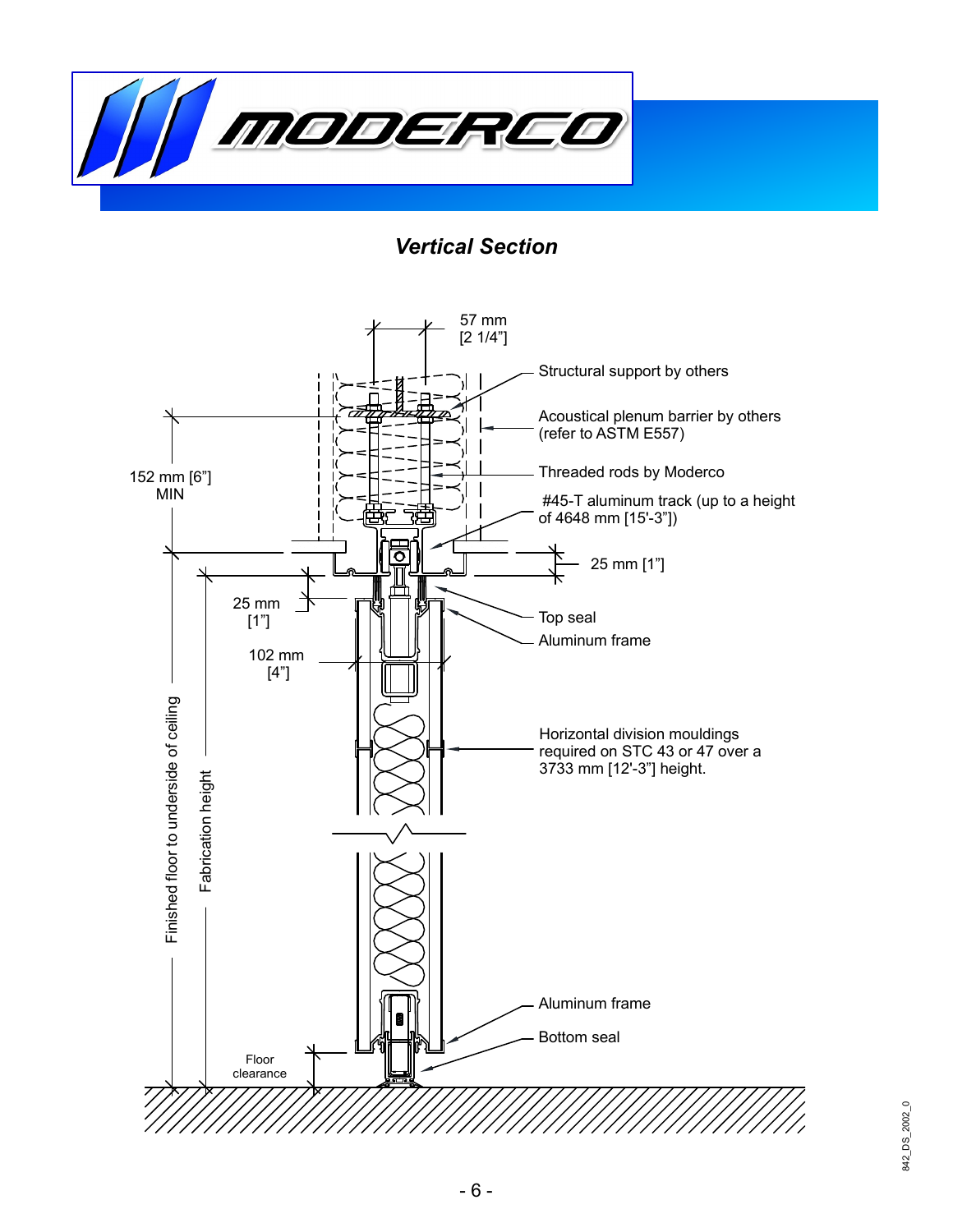## *Vertical Section*

57 mm
[2 1/4"]

Structural support by others

Acoustical plenum barrier by others (refer to ASTM E557)

Threaded rods by Moderco

#45-T aluminum track (up to a height of 4648 mm [15'-3"])

25 mm [1"]

152 mm [6"]
MIN

25 mm
[1"]

102 mm
[4"]

Top seal

Aluminum frame

Horizontal division mouldings required on STC 43 or 47 over a 3733 mm [12'-3"] height.

Finished floor to underside of ceiling

Fabrication height

Aluminum frame

Bottom seal

Floor clearance

842_DS_2002_0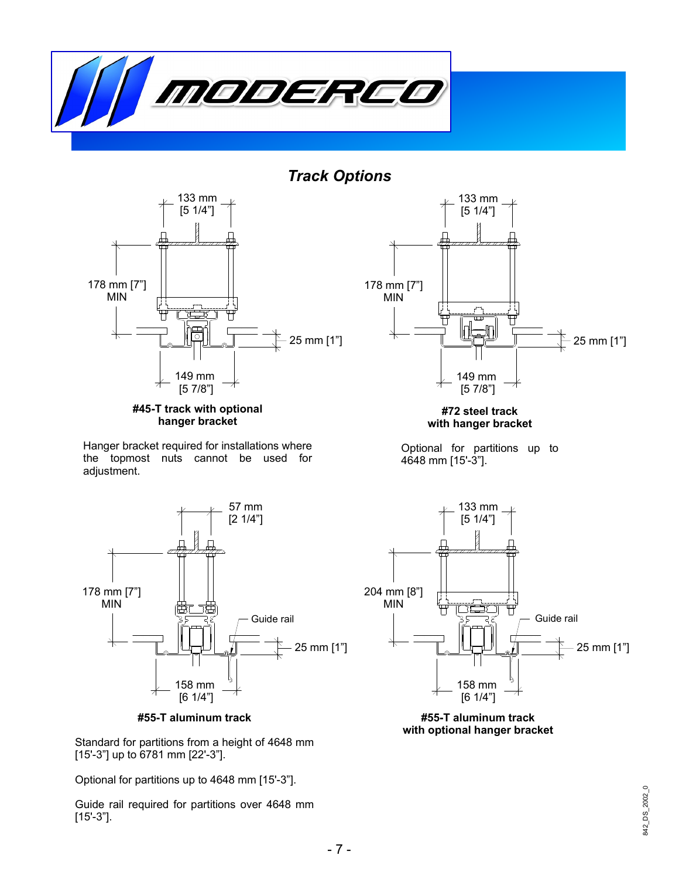## *Track Options*

133 mm
[5 1/4"]

178 mm [7"]
MIN

25 mm [1"]

149 mm
[5 7/8"]

**#45-T track with optional hanger bracket**

Hanger bracket required for installations where the topmost nuts cannot be used for adjustment.

133 mm
[5 1/4"]

178 mm [7"]
MIN

25 mm [1"]

149 mm
[5 7/8"]

**#72 steel track with hanger bracket**

Optional for partitions up to 4648 mm [15'-3"].

57 mm
[2 1/4"]

178 mm [7"]
MIN

Guide rail

25 mm [1"]

158 mm
[6 1/4"]

**#55-T aluminum track**

Standard for partitions from a height of 4648 mm [15'-3"] up to 6781 mm [22'-3"].

Optional for partitions up to 4648 mm [15'-3"].

Guide rail required for partitions over 4648 mm [15'-3"].

133 mm
[5 1/4"]

204 mm [8"]
MIN

Guide rail

25 mm [1"]

158 mm
[6 1/4"]

**#55-T aluminum track with optional hanger bracket**

842_DS_2002_0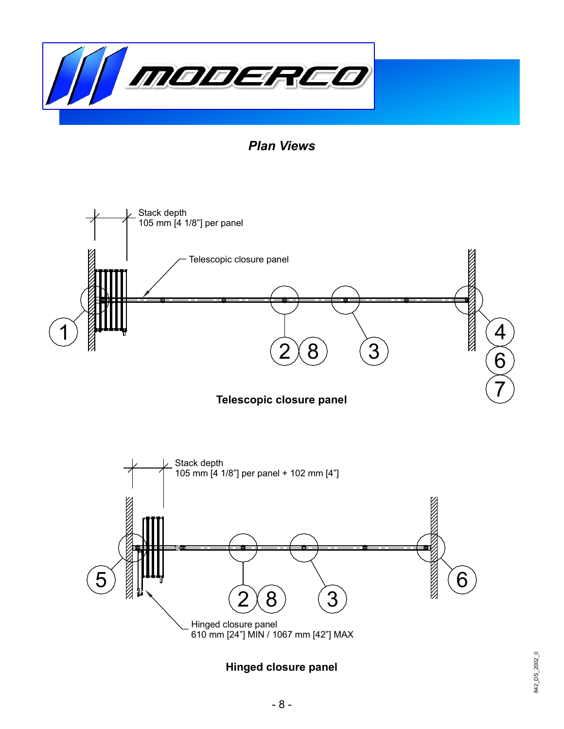## *Plan Views*

Stack depth
105 mm [4 1/8"] per panel

Telescopic closure panel

1 2 8 3 4 6 7

**Telescopic closure panel**

Stack depth
105 mm [4 1/8"] per panel + 102 mm [4"]

5 2 8 3 6

Hinged closure panel
610 mm [24"] MIN / 1067 mm [42"] MAX

**Hinged closure panel**

842_DS_2002_0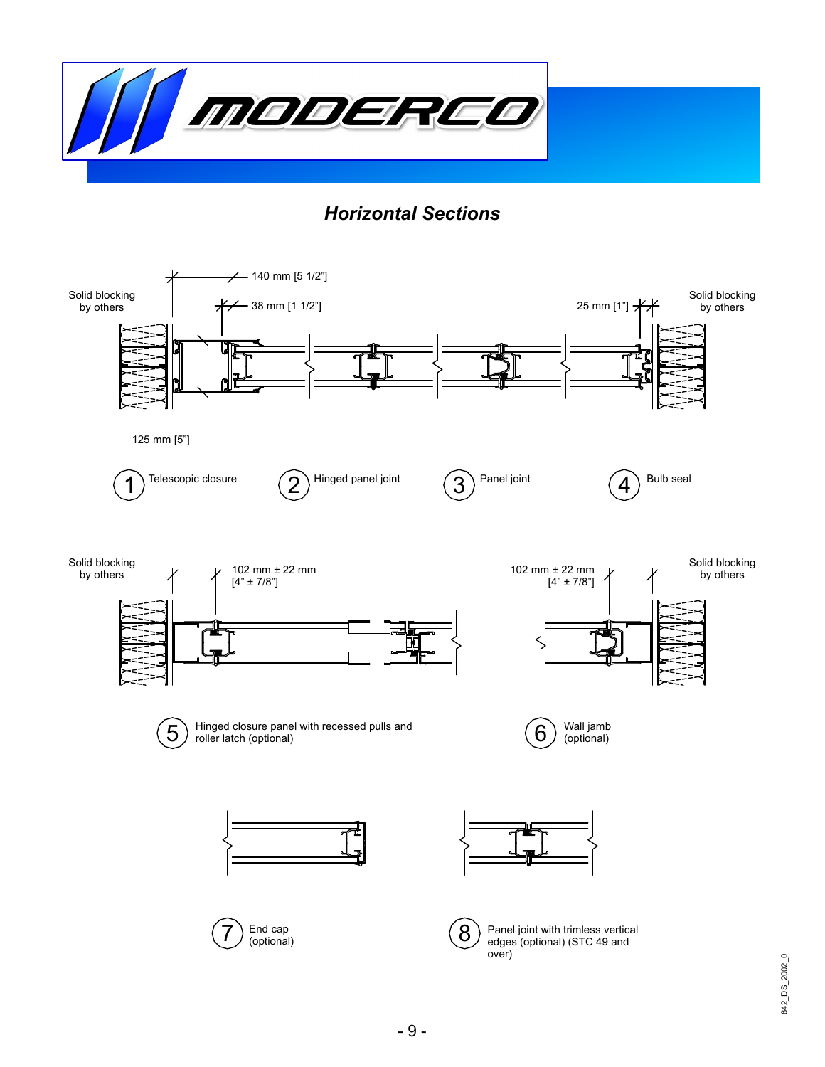# Horizontal Sections

140 mm [5 1/2"]

38 mm [1 1/2"]

25 mm [1"]

Solid blocking by others

Solid blocking by others

125 mm [5"]

1. Telescopic closure
2. Hinged panel joint
3. Panel joint
4. Bulb seal

Solid blocking by others

102 mm ± 22 mm [4" ± 7/8"]

102 mm ± 22 mm [4" ± 7/8"]

Solid blocking by others

5. Hinged closure panel with recessed pulls and roller latch (optional)
6. Wall jamb (optional)
7. End cap (optional)
8. Panel joint with trimless vertical edges (optional) (STC 49 and over)

842_DS_2002_0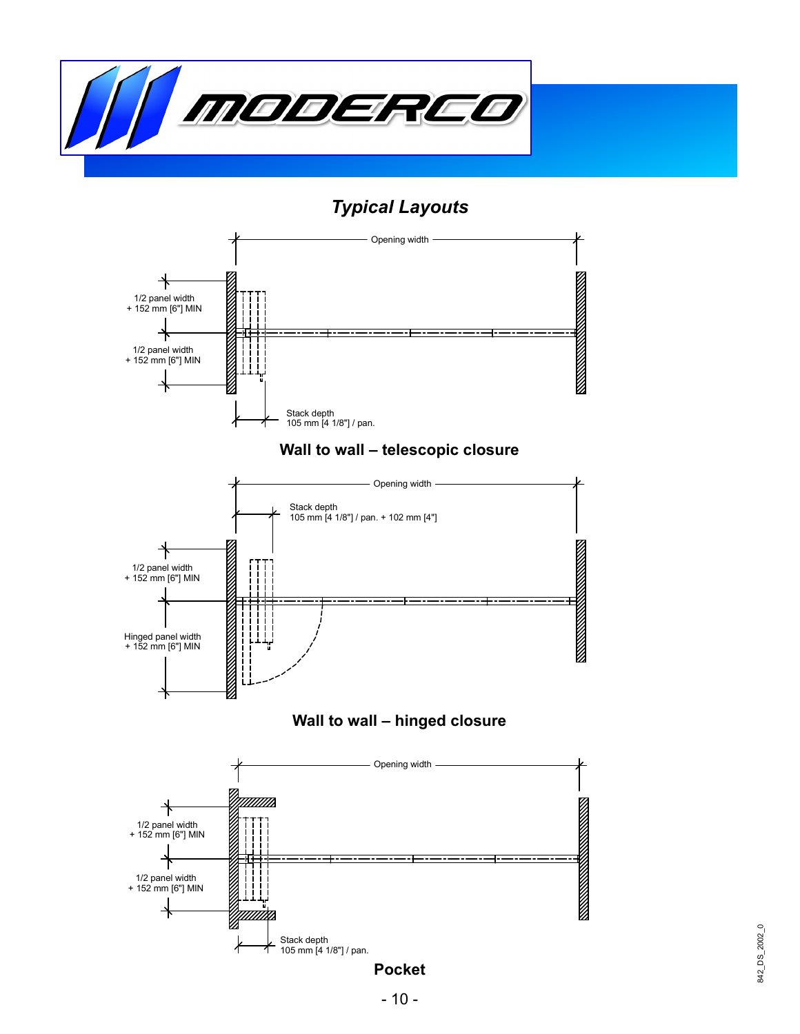## *Typical Layouts*

Opening width

1/2 panel width
+ 152 mm [6"] MIN

1/2 panel width
+ 152 mm [6"] MIN

Stack depth
105 mm [4 1/8"] / pan.

**Wall to wall – telescopic closure**

Opening width

Stack depth
105 mm [4 1/8"] / pan. + 102 mm [4"]

1/2 panel width
+ 152 mm [6"] MIN

Hinged panel width
+ 152 mm [6"] MIN

**Wall to wall – hinged closure**

Opening width

1/2 panel width
+ 152 mm [6"] MIN

1/2 panel width
+ 152 mm [6"] MIN

Stack depth
105 mm [4 1/8"] / pan.

**Pocket**

842_DS_2002_0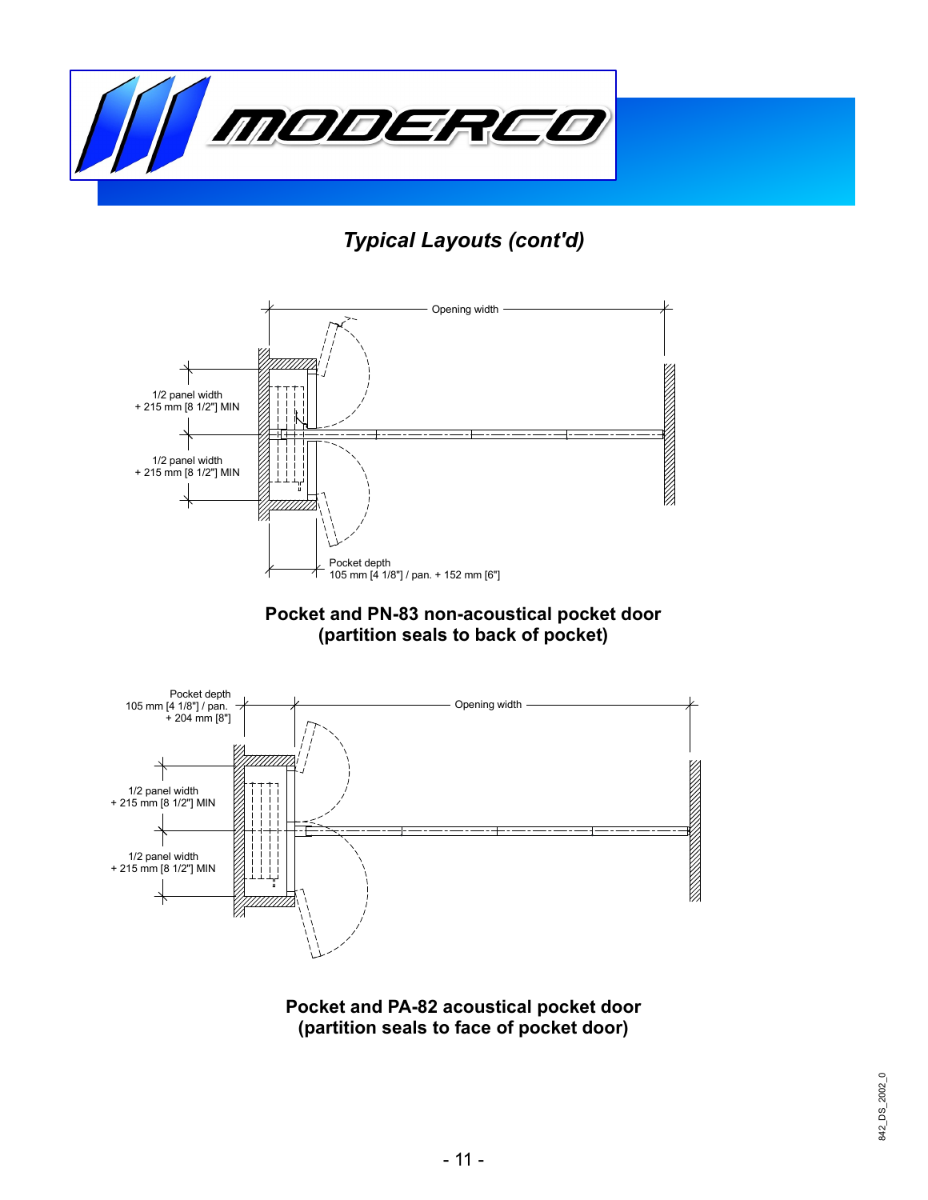## *Typical Layouts (cont'd)*

Opening width

1/2 panel width
+ 215 mm [8 1/2"] MIN

1/2 panel width
+ 215 mm [8 1/2"] MIN

Pocket depth
105 mm [4 1/8"] / pan. + 152 mm [6"]

**Pocket and PN-83 non-acoustical pocket door**
**(partition seals to back of pocket)**

Pocket depth
105 mm [4 1/8"] / pan.
+ 204 mm [8"]

Opening width

1/2 panel width
+ 215 mm [8 1/2"] MIN

1/2 panel width
+ 215 mm [8 1/2"] MIN

**Pocket and PA-82 acoustical pocket door**
**(partition seals to face of pocket door)**